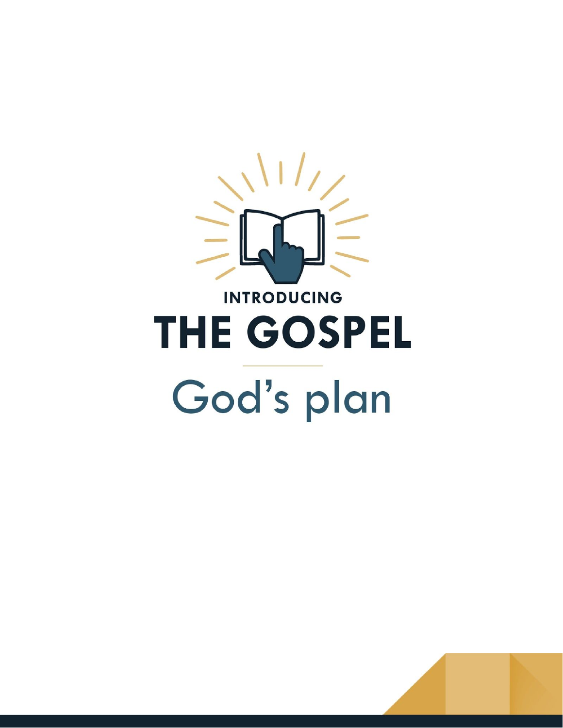INTRODUCING

# THE GOSPEL

## God's plan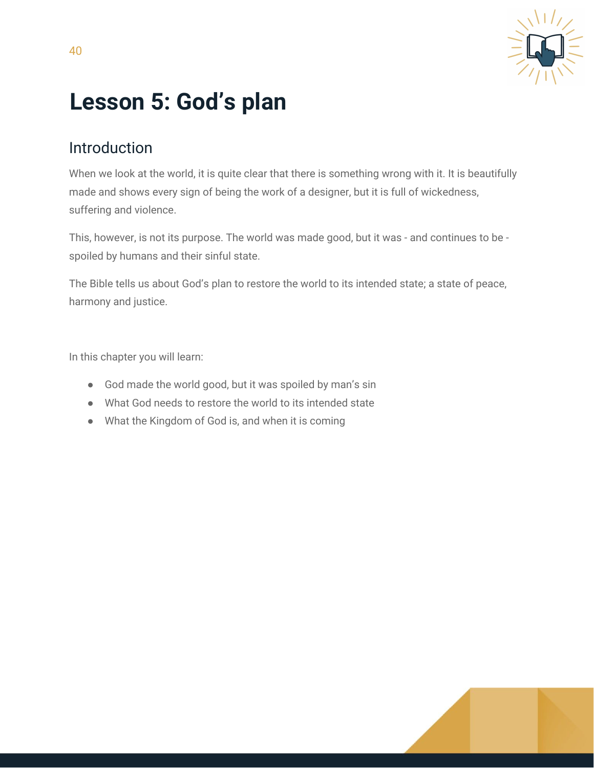# Lesson 5: God's plan

## Introduction

When we look at the world, it is quite clear that there is something wrong with it. It is beautifully made and shows every sign of being the work of a designer, but it is full of wickedness, suffering and violence.

This, however, is not its purpose. The world was made good, but it was - and continues to be - spoiled by humans and their sinful state.

The Bible tells us about God's plan to restore the world to its intended state; a state of peace, harmony and justice.

In this chapter you will learn:

- God made the world good, but it was spoiled by man's sin
- What God needs to restore the world to its intended state
- What the Kingdom of God is, and when it is coming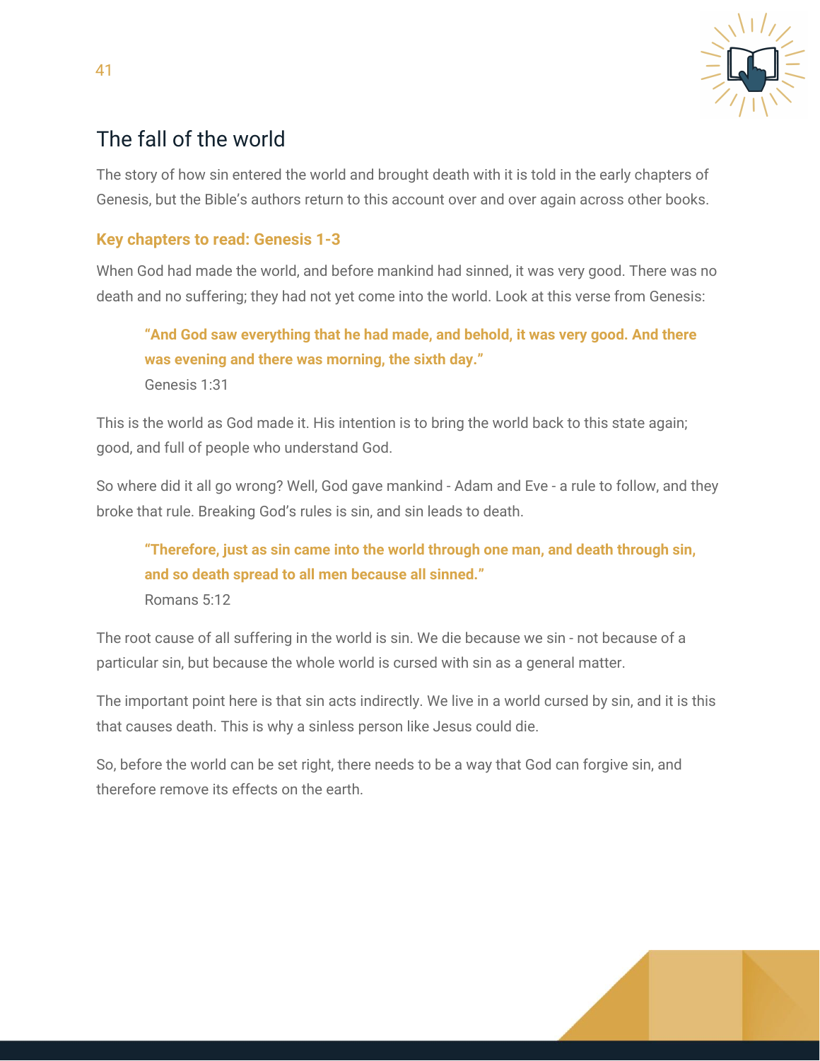## The fall of the world

The story of how sin entered the world and brought death with it is told in the early chapters of Genesis, but the Bible's authors return to this account over and over again across other books.

### Key chapters to read: Genesis 1-3

When God had made the world, and before mankind had sinned, it was very good. There was no death and no suffering; they had not yet come into the world. Look at this verse from Genesis:

> **"And God saw everything that he had made, and behold, it was very good. And there was evening and there was morning, the sixth day."**
> Genesis 1:31

This is the world as God made it. His intention is to bring the world back to this state again; good, and full of people who understand God.

So where did it all go wrong? Well, God gave mankind - Adam and Eve - a rule to follow, and they broke that rule. Breaking God's rules is sin, and sin leads to death.

> **"Therefore, just as sin came into the world through one man, and death through sin, and so death spread to all men because all sinned."**
> Romans 5:12

The root cause of all suffering in the world is sin. We die because we sin - not because of a particular sin, but because the whole world is cursed with sin as a general matter.

The important point here is that sin acts indirectly. We live in a world cursed by sin, and it is this that causes death. This is why a sinless person like Jesus could die.

So, before the world can be set right, there needs to be a way that God can forgive sin, and therefore remove its effects on the earth.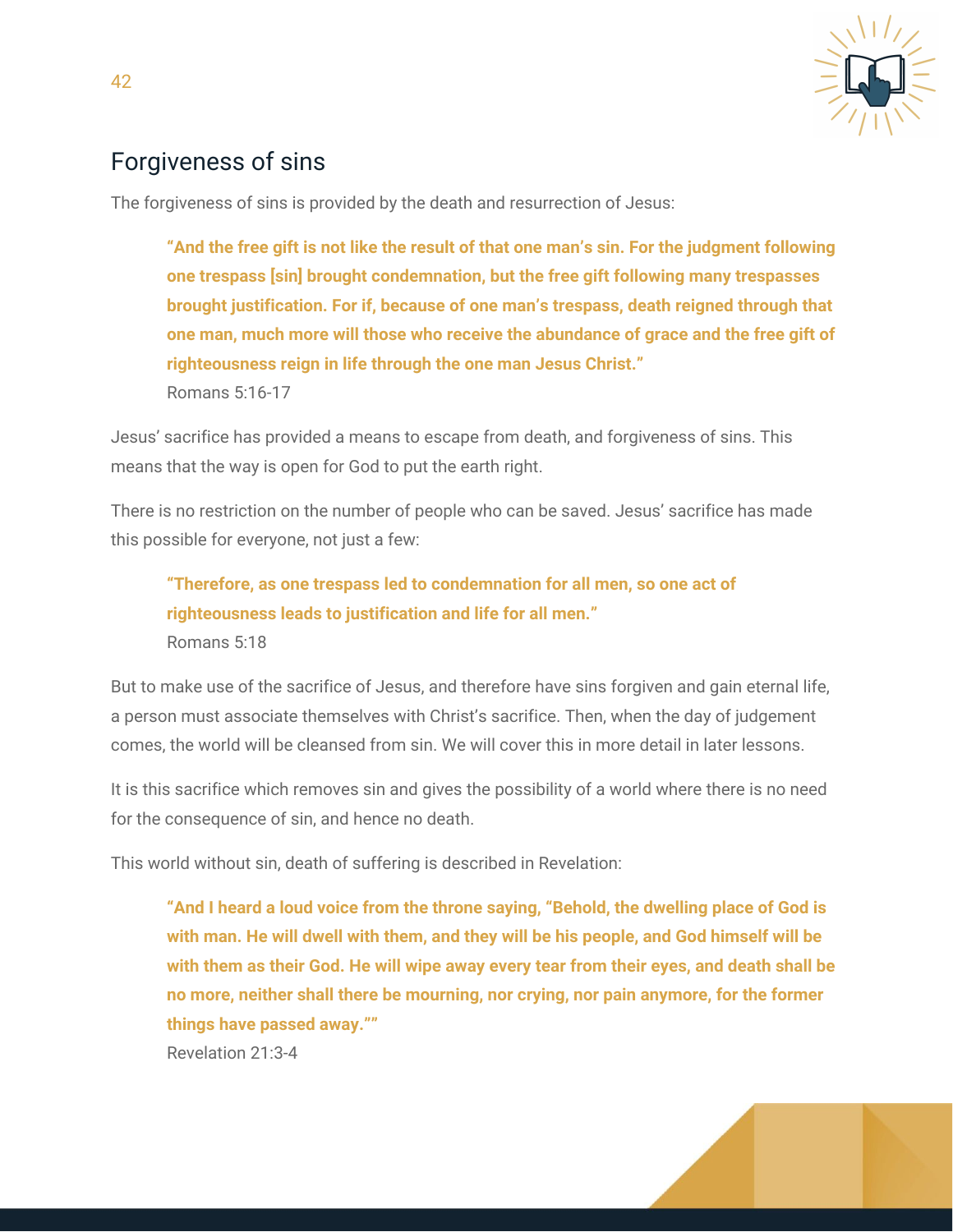## Forgiveness of sins

The forgiveness of sins is provided by the death and resurrection of Jesus:

> **“And the free gift is not like the result of that one man’s sin. For the judgment following one trespass [sin] brought condemnation, but the free gift following many trespasses brought justification. For if, because of one man’s trespass, death reigned through that one man, much more will those who receive the abundance of grace and the free gift of righteousness reign in life through the one man Jesus Christ.”**
> Romans 5:16-17

Jesus’ sacrifice has provided a means to escape from death, and forgiveness of sins. This means that the way is open for God to put the earth right.

There is no restriction on the number of people who can be saved. Jesus’ sacrifice has made this possible for everyone, not just a few:

> **“Therefore, as one trespass led to condemnation for all men, so one act of righteousness leads to justification and life for all men.”**
> Romans 5:18

But to make use of the sacrifice of Jesus, and therefore have sins forgiven and gain eternal life, a person must associate themselves with Christ’s sacrifice. Then, when the day of judgement comes, the world will be cleansed from sin. We will cover this in more detail in later lessons.

It is this sacrifice which removes sin and gives the possibility of a world where there is no need for the consequence of sin, and hence no death.

This world without sin, death of suffering is described in Revelation:

> **“And I heard a loud voice from the throne saying, “Behold, the dwelling place of God is with man. He will dwell with them, and they will be his people, and God himself will be with them as their God. He will wipe away every tear from their eyes, and death shall be no more, neither shall there be mourning, nor crying, nor pain anymore, for the former things have passed away.””**
> Revelation 21:3-4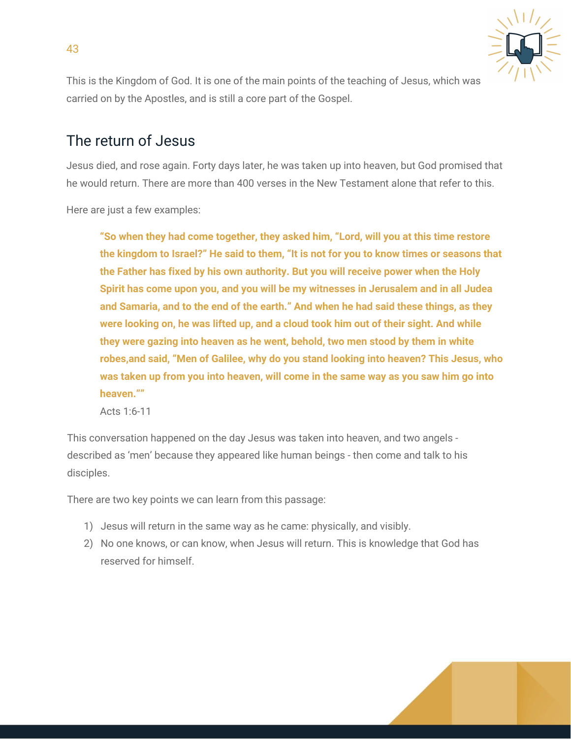This is the Kingdom of God. It is one of the main points of the teaching of Jesus, which was carried on by the Apostles, and is still a core part of the Gospel.

## The return of Jesus

Jesus died, and rose again. Forty days later, he was taken up into heaven, but God promised that he would return. There are more than 400 verses in the New Testament alone that refer to this.

Here are just a few examples:

> **"So when they had come together, they asked him, "Lord, will you at this time restore the kingdom to Israel?" He said to them, "It is not for you to know times or seasons that the Father has fixed by his own authority. But you will receive power when the Holy Spirit has come upon you, and you will be my witnesses in Jerusalem and in all Judea and Samaria, and to the end of the earth." And when he had said these things, as they were looking on, he was lifted up, and a cloud took him out of their sight. And while they were gazing into heaven as he went, behold, two men stood by them in white robes,and said, "Men of Galilee, why do you stand looking into heaven? This Jesus, who was taken up from you into heaven, will come in the same way as you saw him go into heaven.""**
>
> Acts 1:6-11

This conversation happened on the day Jesus was taken into heaven, and two angels - described as 'men' because they appeared like human beings - then come and talk to his disciples.

There are two key points we can learn from this passage:

1) Jesus will return in the same way as he came: physically, and visibly.
2) No one knows, or can know, when Jesus will return. This is knowledge that God has reserved for himself.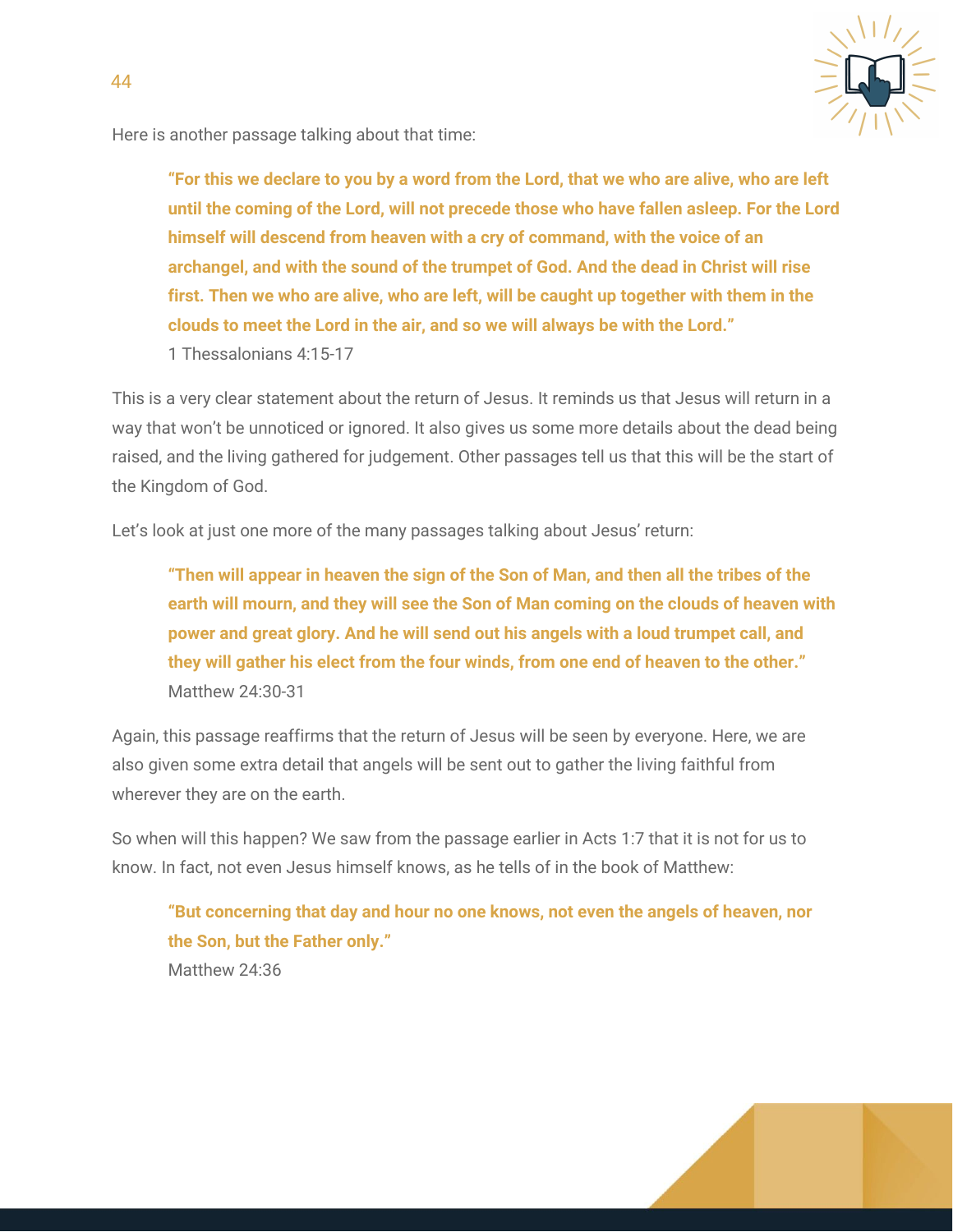Here is another passage talking about that time:

> **"For this we declare to you by a word from the Lord, that we who are alive, who are left until the coming of the Lord, will not precede those who have fallen asleep. For the Lord himself will descend from heaven with a cry of command, with the voice of an archangel, and with the sound of the trumpet of God. And the dead in Christ will rise first. Then we who are alive, who are left, will be caught up together with them in the clouds to meet the Lord in the air, and so we will always be with the Lord."**
> 1 Thessalonians 4:15-17

This is a very clear statement about the return of Jesus. It reminds us that Jesus will return in a way that won't be unnoticed or ignored. It also gives us some more details about the dead being raised, and the living gathered for judgement. Other passages tell us that this will be the start of the Kingdom of God.

Let's look at just one more of the many passages talking about Jesus' return:

> **"Then will appear in heaven the sign of the Son of Man, and then all the tribes of the earth will mourn, and they will see the Son of Man coming on the clouds of heaven with power and great glory. And he will send out his angels with a loud trumpet call, and they will gather his elect from the four winds, from one end of heaven to the other."**
> Matthew 24:30-31

Again, this passage reaffirms that the return of Jesus will be seen by everyone. Here, we are also given some extra detail that angels will be sent out to gather the living faithful from wherever they are on the earth.

So when will this happen? We saw from the passage earlier in Acts 1:7 that it is not for us to know. In fact, not even Jesus himself knows, as he tells of in the book of Matthew:

> **"But concerning that day and hour no one knows, not even the angels of heaven, nor the Son, but the Father only."**
> Matthew 24:36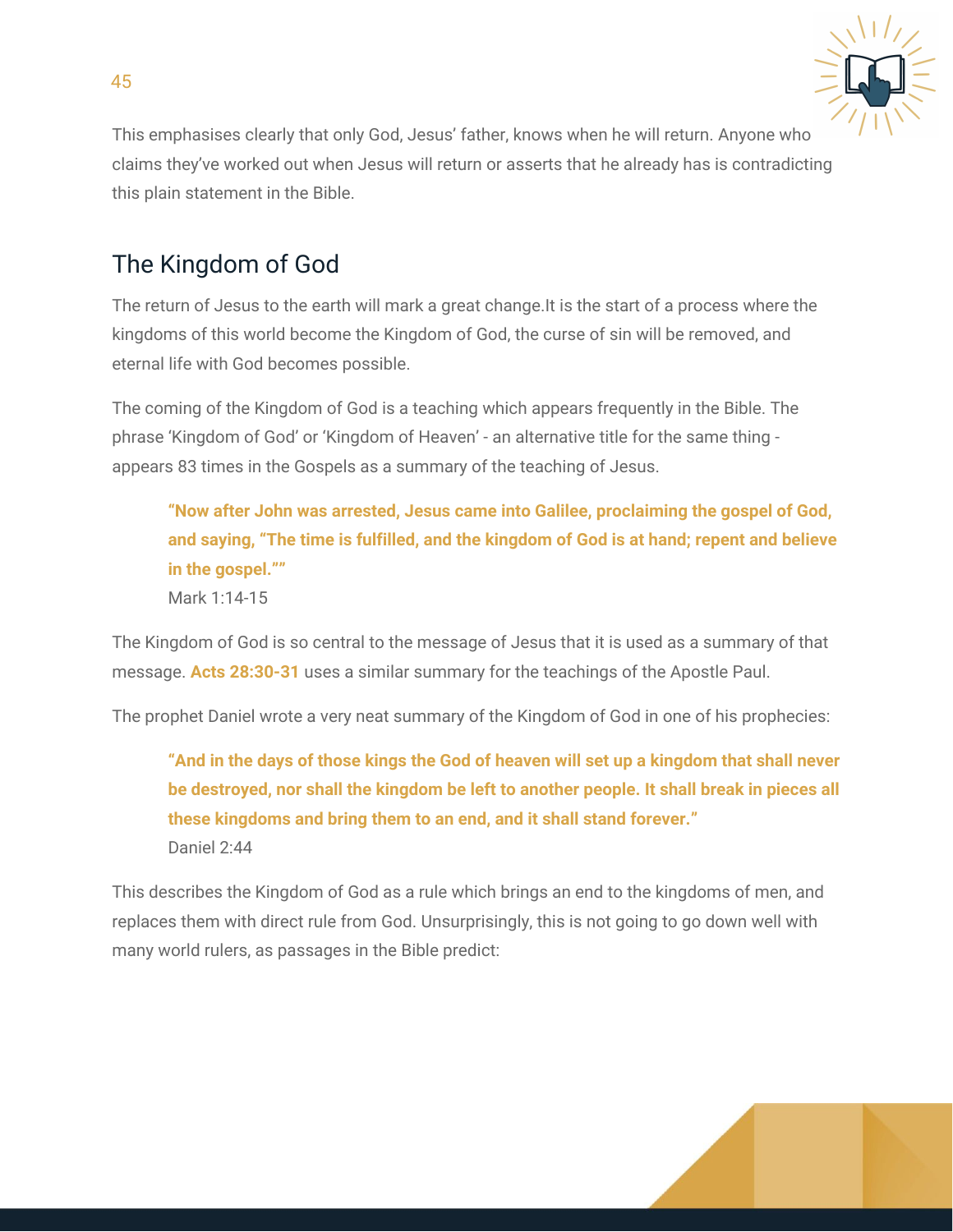This emphasises clearly that only God, Jesus' father, knows when he will return. Anyone who claims they've worked out when Jesus will return or asserts that he already has is contradicting this plain statement in the Bible.

## The Kingdom of God

The return of Jesus to the earth will mark a great change.It is the start of a process where the kingdoms of this world become the Kingdom of God, the curse of sin will be removed, and eternal life with God becomes possible.

The coming of the Kingdom of God is a teaching which appears frequently in the Bible. The phrase 'Kingdom of God' or 'Kingdom of Heaven' - an alternative title for the same thing - appears 83 times in the Gospels as a summary of the teaching of Jesus.

> **"Now after John was arrested, Jesus came into Galilee, proclaiming the gospel of God, and saying, "The time is fulfilled, and the kingdom of God is at hand; repent and believe in the gospel.""**
> Mark 1:14-15

The Kingdom of God is so central to the message of Jesus that it is used as a summary of that message. **Acts 28:30-31** uses a similar summary for the teachings of the Apostle Paul.

The prophet Daniel wrote a very neat summary of the Kingdom of God in one of his prophecies:

> **"And in the days of those kings the God of heaven will set up a kingdom that shall never be destroyed, nor shall the kingdom be left to another people. It shall break in pieces all these kingdoms and bring them to an end, and it shall stand forever."**
> Daniel 2:44

This describes the Kingdom of God as a rule which brings an end to the kingdoms of men, and replaces them with direct rule from God. Unsurprisingly, this is not going to go down well with many world rulers, as passages in the Bible predict: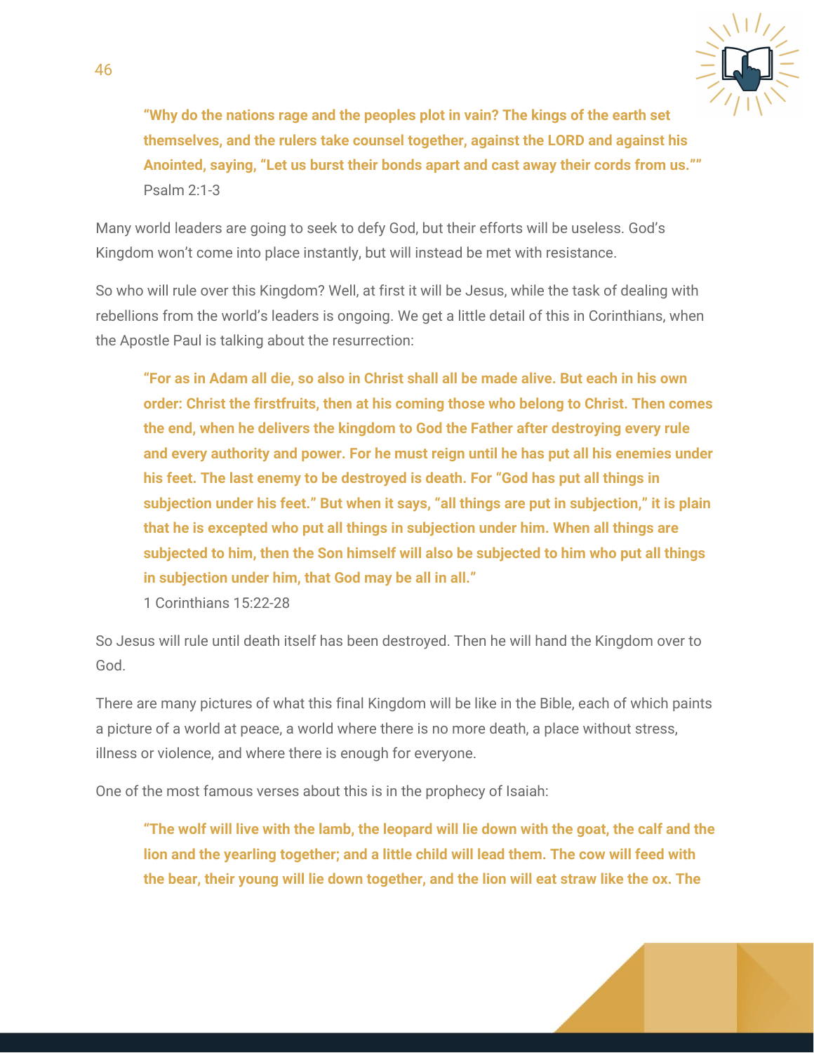**"Why do the nations rage and the peoples plot in vain? The kings of the earth set themselves, and the rulers take counsel together, against the LORD and against his Anointed, saying, "Let us burst their bonds apart and cast away their cords from us.""**
Psalm 2:1-3

Many world leaders are going to seek to defy God, but their efforts will be useless. God's Kingdom won't come into place instantly, but will instead be met with resistance.

So who will rule over this Kingdom? Well, at first it will be Jesus, while the task of dealing with rebellions from the world's leaders is ongoing. We get a little detail of this in Corinthians, when the Apostle Paul is talking about the resurrection:

**"For as in Adam all die, so also in Christ shall all be made alive. But each in his own order: Christ the firstfruits, then at his coming those who belong to Christ. Then comes the end, when he delivers the kingdom to God the Father after destroying every rule and every authority and power. For he must reign until he has put all his enemies under his feet. The last enemy to be destroyed is death. For "God has put all things in subjection under his feet." But when it says, "all things are put in subjection," it is plain that he is excepted who put all things in subjection under him. When all things are subjected to him, then the Son himself will also be subjected to him who put all things in subjection under him, that God may be all in all."**
1 Corinthians 15:22-28

So Jesus will rule until death itself has been destroyed. Then he will hand the Kingdom over to God.

There are many pictures of what this final Kingdom will be like in the Bible, each of which paints a picture of a world at peace, a world where there is no more death, a place without stress, illness or violence, and where there is enough for everyone.

One of the most famous verses about this is in the prophecy of Isaiah:

**"The wolf will live with the lamb, the leopard will lie down with the goat, the calf and the lion and the yearling together; and a little child will lead them. The cow will feed with the bear, their young will lie down together, and the lion will eat straw like the ox. The**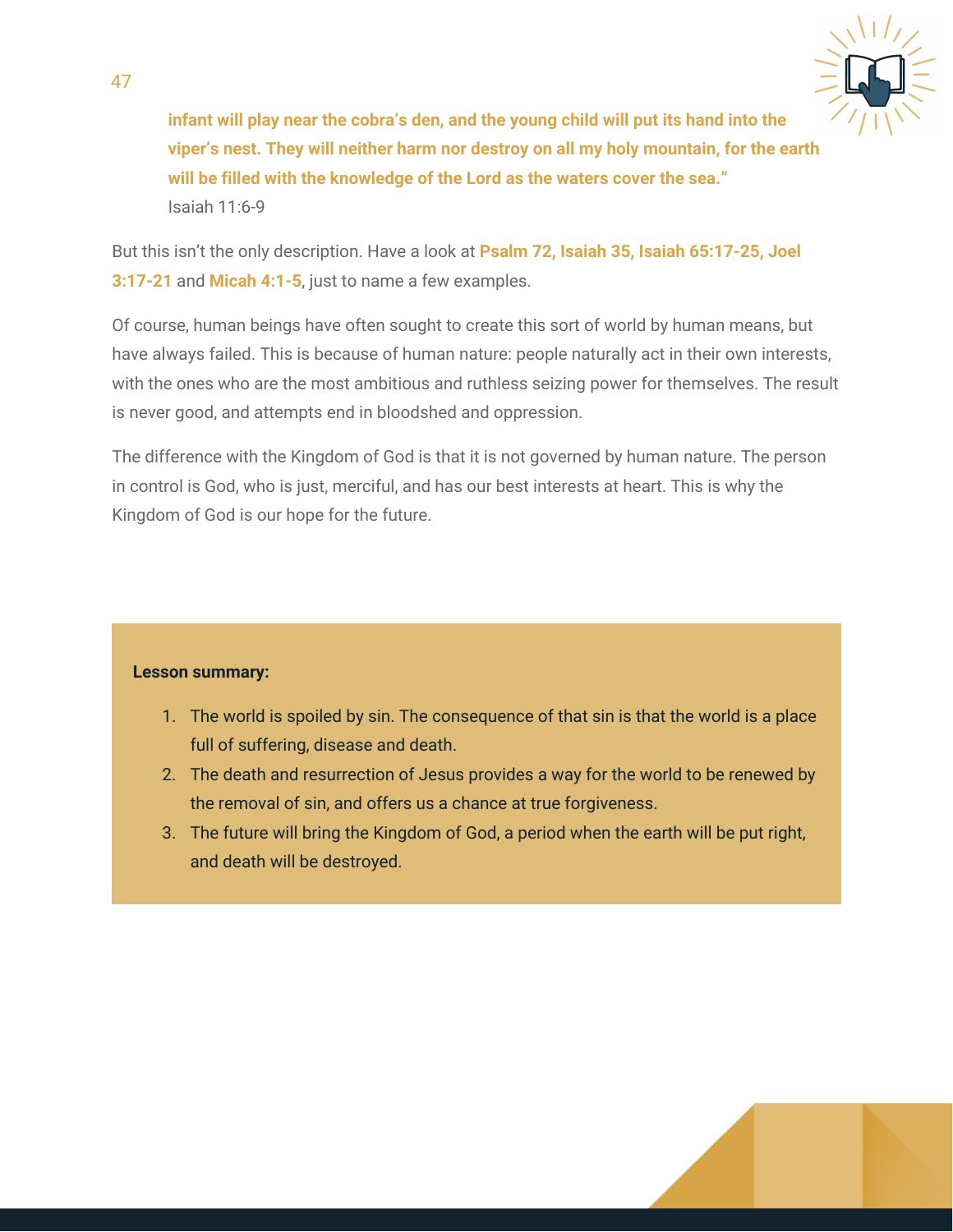**infant will play near the cobra's den, and the young child will put its hand into the viper's nest. They will neither harm nor destroy on all my holy mountain, for the earth will be filled with the knowledge of the Lord as the waters cover the sea."**
Isaiah 11:6-9

But this isn't the only description. Have a look at **Psalm 72, Isaiah 35, Isaiah 65:17-25, Joel 3:17-21** and **Micah 4:1-5**, just to name a few examples.

Of course, human beings have often sought to create this sort of world by human means, but have always failed. This is because of human nature: people naturally act in their own interests, with the ones who are the most ambitious and ruthless seizing power for themselves. The result is never good, and attempts end in bloodshed and oppression.

The difference with the Kingdom of God is that it is not governed by human nature. The person in control is God, who is just, merciful, and has our best interests at heart. This is why the Kingdom of God is our hope for the future.

**Lesson summary:**

1. The world is spoiled by sin. The consequence of that sin is that the world is a place full of suffering, disease and death.
2. The death and resurrection of Jesus provides a way for the world to be renewed by the removal of sin, and offers us a chance at true forgiveness.
3. The future will bring the Kingdom of God, a period when the earth will be put right, and death will be destroyed.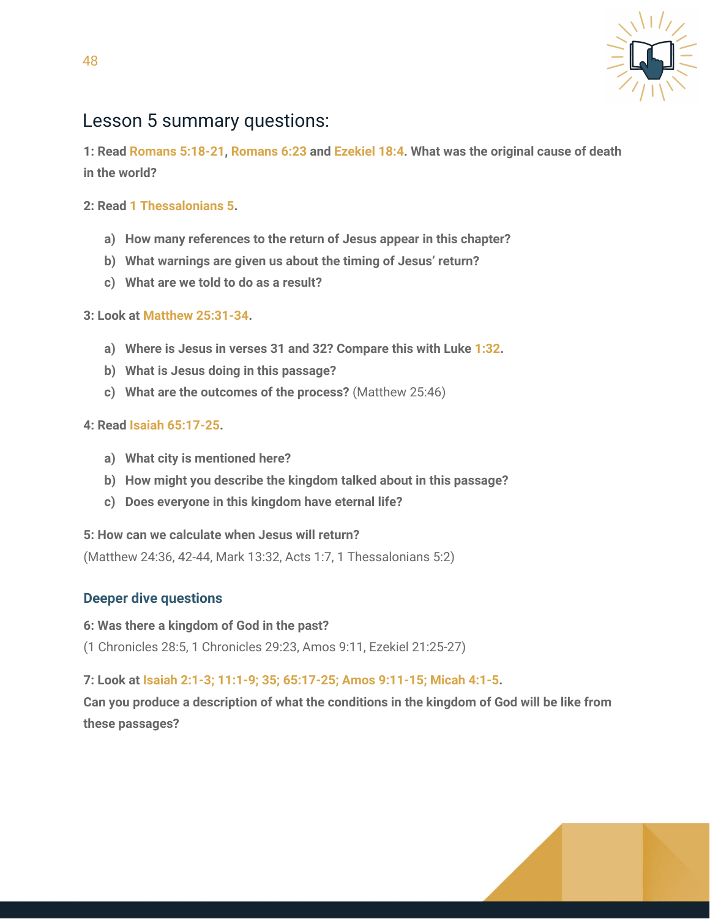## Lesson 5 summary questions:

**1: Read Romans 5:18-21, Romans 6:23 and Ezekiel 18:4. What was the original cause of death in the world?**

**2: Read 1 Thessalonians 5.**

- **a) How many references to the return of Jesus appear in this chapter?**
- **b) What warnings are given us about the timing of Jesus' return?**
- **c) What are we told to do as a result?**

**3: Look at Matthew 25:31-34.**

- **a) Where is Jesus in verses 31 and 32? Compare this with Luke 1:32.**
- **b) What is Jesus doing in this passage?**
- **c) What are the outcomes of the process?** (Matthew 25:46)

**4: Read Isaiah 65:17-25.**

- **a) What city is mentioned here?**
- **b) How might you describe the kingdom talked about in this passage?**
- **c) Does everyone in this kingdom have eternal life?**

**5: How can we calculate when Jesus will return?**
(Matthew 24:36, 42-44, Mark 13:32, Acts 1:7, 1 Thessalonians 5:2)

### Deeper dive questions

**6: Was there a kingdom of God in the past?**
(1 Chronicles 28:5, 1 Chronicles 29:23, Amos 9:11, Ezekiel 21:25-27)

**7: Look at Isaiah 2:1-3; 11:1-9; 35; 65:17-25; Amos 9:11-15; Micah 4:1-5.**
**Can you produce a description of what the conditions in the kingdom of God will be like from these passages?**